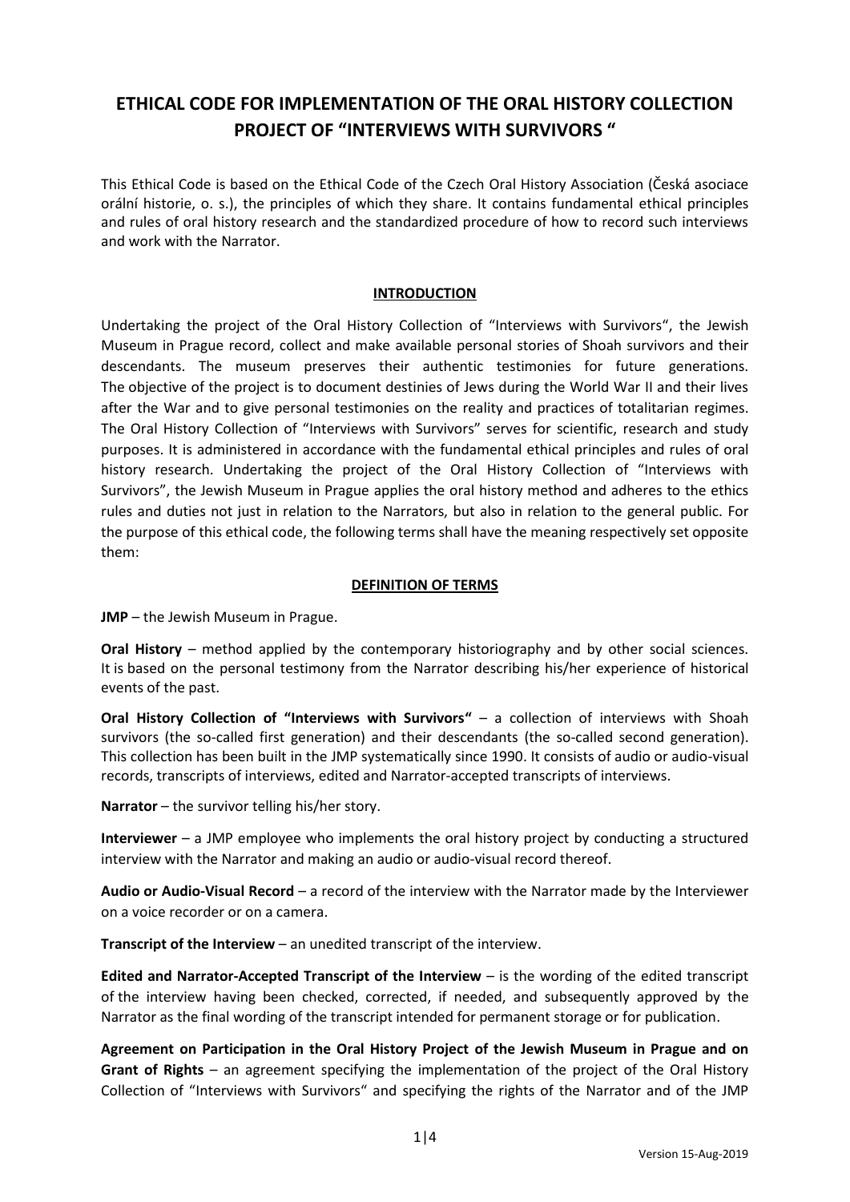# ETHICAL CODE FOR IMPLEMENTATION OF THE ORAL HISTORY COLLECTION PROJECT OF "INTERVIEWS WITH SURVIVORS "

This Ethical Code is based on the Ethical Code of the Czech Oral History Association (Česká asociace orální historie, o. s.), the principles of which they share. It contains fundamental ethical principles and rules of oral history research and the standardized procedure of how to record such interviews and work with the Narrator.

## INTRODUCTION

Undertaking the project of the Oral History Collection of "Interviews with Survivors", the Jewish Museum in Prague record, collect and make available personal stories of Shoah survivors and their descendants. The museum preserves their authentic testimonies for future generations. The objective of the project is to document destinies of Jews during the World War II and their lives after the War and to give personal testimonies on the reality and practices of totalitarian regimes. The Oral History Collection of "Interviews with Survivors" serves for scientific, research and study purposes. It is administered in accordance with the fundamental ethical principles and rules of oral history research. Undertaking the project of the Oral History Collection of "Interviews with Survivors", the Jewish Museum in Prague applies the oral history method and adheres to the ethics rules and duties not just in relation to the Narrators, but also in relation to the general public. For the purpose of this ethical code, the following terms shall have the meaning respectively set opposite them:

## DEFINITION OF TERMS

**JMP** – the Jewish Museum in Prague.

**Oral History** – method applied by the contemporary historiography and by other social sciences. It is based on the personal testimony from the Narrator describing his/her experience of historical events of the past.

**Oral History Collection of "Interviews with Survivors"** – a collection of interviews with Shoah survivors (the so-called first generation) and their descendants (the so-called second generation). This collection has been built in the JMP systematically since 1990. It consists of audio or audio-visual records, transcripts of interviews, edited and Narrator-accepted transcripts of interviews.

**Narrator** – the survivor telling his/her story.

**Interviewer** – a JMP employee who implements the oral history project by conducting a structured interview with the Narrator and making an audio or audio-visual record thereof.

**Audio or Audio-Visual Record** – a record of the interview with the Narrator made by the Interviewer on a voice recorder or on a camera.

**Transcript of the Interview** – an unedited transcript of the interview.

**Edited and Narrator-Accepted Transcript of the Interview** – is the wording of the edited transcript of the interview having been checked, corrected, if needed, and subsequently approved by the Narrator as the final wording of the transcript intended for permanent storage or for publication.

**Agreement on Participation in the Oral History Project of the Jewish Museum in Prague and on Grant of Rights** – an agreement specifying the implementation of the project of the Oral History Collection of "Interviews with Survivors" and specifying the rights of the Narrator and of the JMP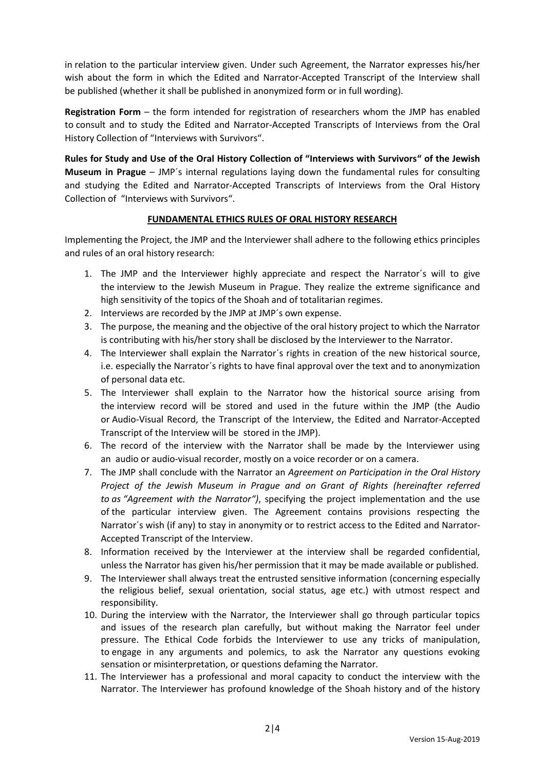in relation to the particular interview given. Under such Agreement, the Narrator expresses his/her wish about the form in which the Edited and Narrator-Accepted Transcript of the Interview shall be published (whether it shall be published in anonymized form or in full wording).

**Registration Form** – the form intended for registration of researchers whom the JMP has enabled to consult and to study the Edited and Narrator-Accepted Transcripts of Interviews from the Oral History Collection of "Interviews with Survivors".

**Rules for Study and Use of the Oral History Collection of "Interviews with Survivors" of the Jewish Museum in Prague** – JMP´s internal regulations laying down the fundamental rules for consulting and studying the Edited and Narrator-Accepted Transcripts of Interviews from the Oral History Collection of "Interviews with Survivors".

## FUNDAMENTAL ETHICS RULES OF ORAL HISTORY RESEARCH

Implementing the Project, the JMP and the Interviewer shall adhere to the following ethics principles and rules of an oral history research:

1. The JMP and the Interviewer highly appreciate and respect the Narrator´s will to give the interview to the Jewish Museum in Prague. They realize the extreme significance and high sensitivity of the topics of the Shoah and of totalitarian regimes.
2. Interviews are recorded by the JMP at JMP´s own expense.
3. The purpose, the meaning and the objective of the oral history project to which the Narrator is contributing with his/her story shall be disclosed by the Interviewer to the Narrator.
4. The Interviewer shall explain the Narrator´s rights in creation of the new historical source, i.e. especially the Narrator´s rights to have final approval over the text and to anonymization of personal data etc.
5. The Interviewer shall explain to the Narrator how the historical source arising from the interview record will be stored and used in the future within the JMP (the Audio or Audio-Visual Record, the Transcript of the Interview, the Edited and Narrator-Accepted Transcript of the Interview will be stored in the JMP).
6. The record of the interview with the Narrator shall be made by the Interviewer using an audio or audio-visual recorder, mostly on a voice recorder or on a camera.
7. The JMP shall conclude with the Narrator an *Agreement on Participation in the Oral History Project of the Jewish Museum in Prague and on Grant of Rights (hereinafter referred to as "Agreement with the Narrator")*, specifying the project implementation and the use of the particular interview given. The Agreement contains provisions respecting the Narrator´s wish (if any) to stay in anonymity or to restrict access to the Edited and Narrator-Accepted Transcript of the Interview.
8. Information received by the Interviewer at the interview shall be regarded confidential, unless the Narrator has given his/her permission that it may be made available or published.
9. The Interviewer shall always treat the entrusted sensitive information (concerning especially the religious belief, sexual orientation, social status, age etc.) with utmost respect and responsibility.
10. During the interview with the Narrator, the Interviewer shall go through particular topics and issues of the research plan carefully, but without making the Narrator feel under pressure. The Ethical Code forbids the Interviewer to use any tricks of manipulation, to engage in any arguments and polemics, to ask the Narrator any questions evoking sensation or misinterpretation, or questions defaming the Narrator.
11. The Interviewer has a professional and moral capacity to conduct the interview with the Narrator. The Interviewer has profound knowledge of the Shoah history and of the history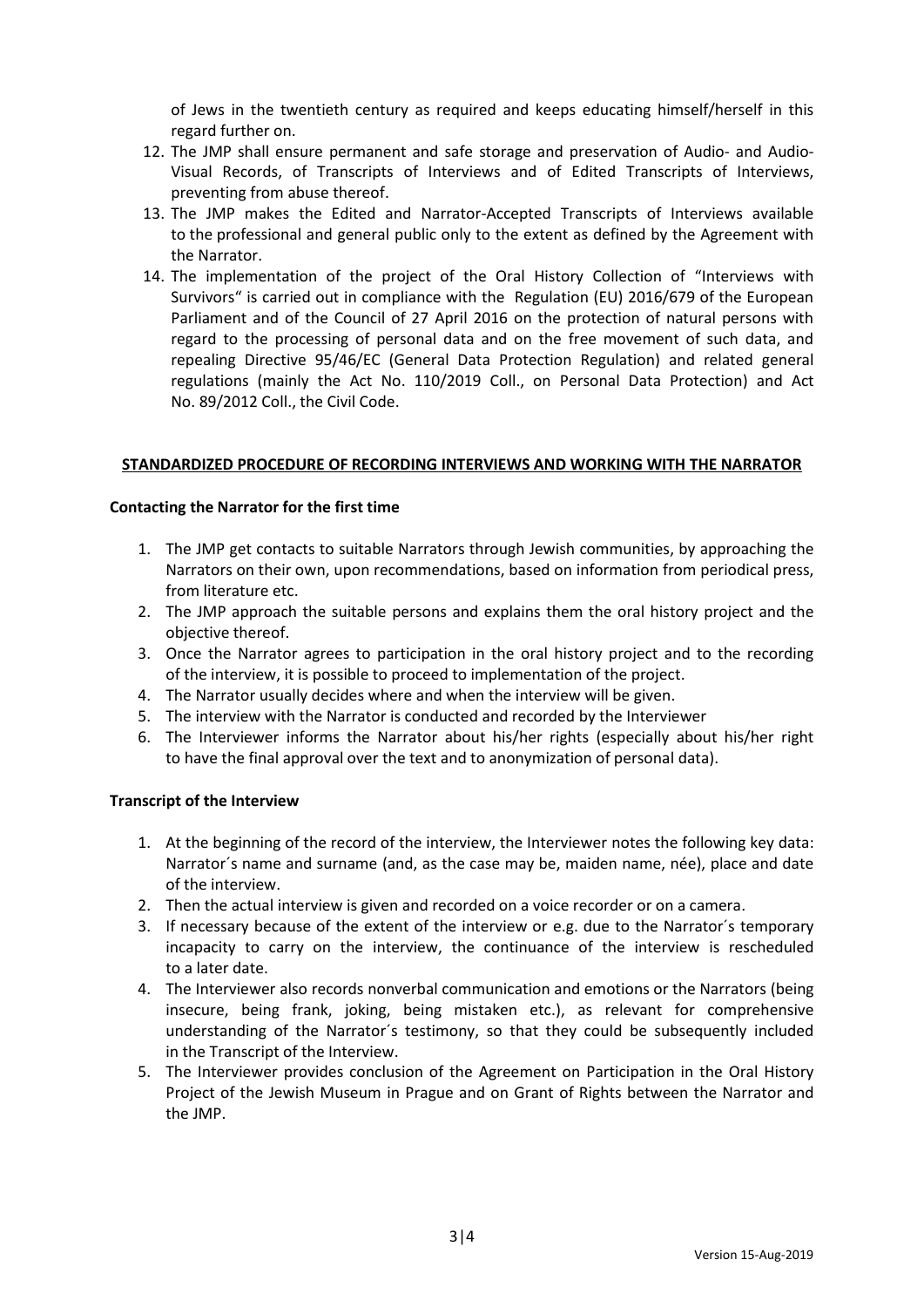of Jews in the twentieth century as required and keeps educating himself/herself in this regard further on.

12. The JMP shall ensure permanent and safe storage and preservation of Audio- and Audio-Visual Records, of Transcripts of Interviews and of Edited Transcripts of Interviews, preventing from abuse thereof.
13. The JMP makes the Edited and Narrator-Accepted Transcripts of Interviews available to the professional and general public only to the extent as defined by the Agreement with the Narrator.
14. The implementation of the project of the Oral History Collection of "Interviews with Survivors" is carried out in compliance with the Regulation (EU) 2016/679 of the European Parliament and of the Council of 27 April 2016 on the protection of natural persons with regard to the processing of personal data and on the free movement of such data, and repealing Directive 95/46/EC (General Data Protection Regulation) and related general regulations (mainly the Act No. 110/2019 Coll., on Personal Data Protection) and Act No. 89/2012 Coll., the Civil Code.

## STANDARDIZED PROCEDURE OF RECORDING INTERVIEWS AND WORKING WITH THE NARRATOR

### Contacting the Narrator for the first time

1. The JMP get contacts to suitable Narrators through Jewish communities, by approaching the Narrators on their own, upon recommendations, based on information from periodical press, from literature etc.
2. The JMP approach the suitable persons and explains them the oral history project and the objective thereof.
3. Once the Narrator agrees to participation in the oral history project and to the recording of the interview, it is possible to proceed to implementation of the project.
4. The Narrator usually decides where and when the interview will be given.
5. The interview with the Narrator is conducted and recorded by the Interviewer
6. The Interviewer informs the Narrator about his/her rights (especially about his/her right to have the final approval over the text and to anonymization of personal data).

### Transcript of the Interview

1. At the beginning of the record of the interview, the Interviewer notes the following key data: Narrator´s name and surname (and, as the case may be, maiden name, née), place and date of the interview.
2. Then the actual interview is given and recorded on a voice recorder or on a camera.
3. If necessary because of the extent of the interview or e.g. due to the Narrator´s temporary incapacity to carry on the interview, the continuance of the interview is rescheduled to a later date.
4. The Interviewer also records nonverbal communication and emotions or the Narrators (being insecure, being frank, joking, being mistaken etc.), as relevant for comprehensive understanding of the Narrator´s testimony, so that they could be subsequently included in the Transcript of the Interview.
5. The Interviewer provides conclusion of the Agreement on Participation in the Oral History Project of the Jewish Museum in Prague and on Grant of Rights between the Narrator and the JMP.

Version 15-Aug-2019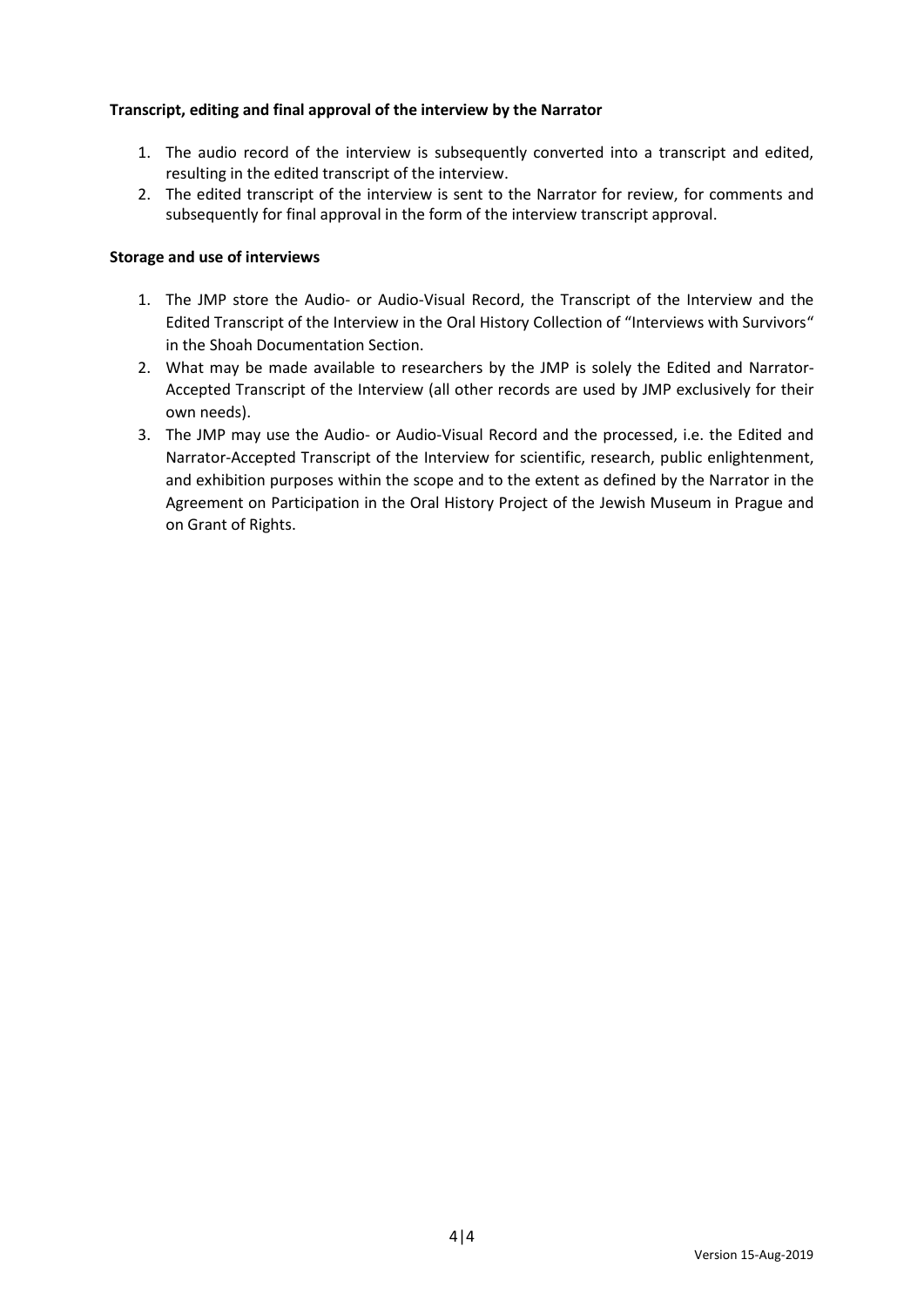**Transcript, editing and final approval of the interview by the Narrator**

1. The audio record of the interview is subsequently converted into a transcript and edited, resulting in the edited transcript of the interview.
2. The edited transcript of the interview is sent to the Narrator for review, for comments and subsequently for final approval in the form of the interview transcript approval.

**Storage and use of interviews**

1. The JMP store the Audio- or Audio-Visual Record, the Transcript of the Interview and the Edited Transcript of the Interview in the Oral History Collection of "Interviews with Survivors" in the Shoah Documentation Section.
2. What may be made available to researchers by the JMP is solely the Edited and Narrator-Accepted Transcript of the Interview (all other records are used by JMP exclusively for their own needs).
3. The JMP may use the Audio- or Audio-Visual Record and the processed, i.e. the Edited and Narrator-Accepted Transcript of the Interview for scientific, research, public enlightenment, and exhibition purposes within the scope and to the extent as defined by the Narrator in the Agreement on Participation in the Oral History Project of the Jewish Museum in Prague and on Grant of Rights.

Version 15-Aug-2019